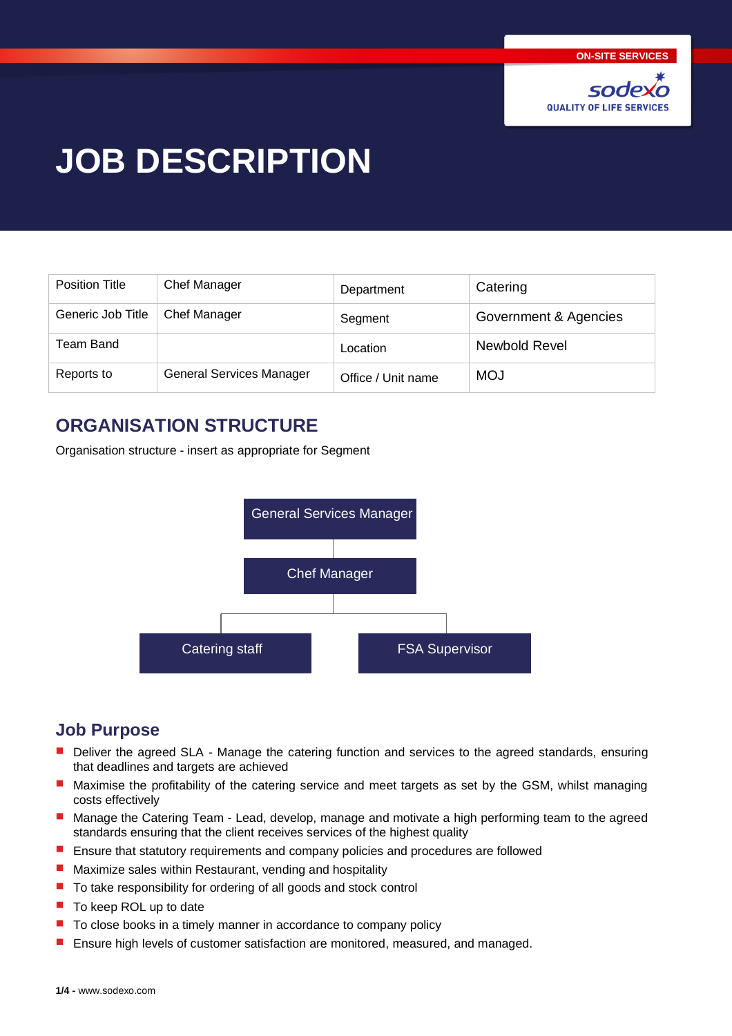ON-SITE SERVICES

sodexo
QUALITY OF LIFE SERVICES

# JOB DESCRIPTION

| Position Title | Chef Manager | Department | Catering |
|---|---|---|---|
| Generic Job Title | Chef Manager | Segment | Government & Agencies |
| Team Band | | Location | Newbold Revel |
| Reports to | General Services Manager | Office / Unit name | MOJ |

## ORGANISATION STRUCTURE

Organisation structure - insert as appropriate for Segment

General Services Manager

Chef Manager

Catering staff

FSA Supervisor

## Job Purpose

- Deliver the agreed SLA - Manage the catering function and services to the agreed standards, ensuring that deadlines and targets are achieved
- Maximise the profitability of the catering service and meet targets as set by the GSM, whilst managing costs effectively
- Manage the Catering Team - Lead, develop, manage and motivate a high performing team to the agreed standards ensuring that the client receives services of the highest quality
- Ensure that statutory requirements and company policies and procedures are followed
- Maximize sales within Restaurant, vending and hospitality
- To take responsibility for ordering of all goods and stock control
- To keep ROL up to date
- To close books in a timely manner in accordance to company policy
- Ensure high levels of customer satisfaction are monitored, measured, and managed.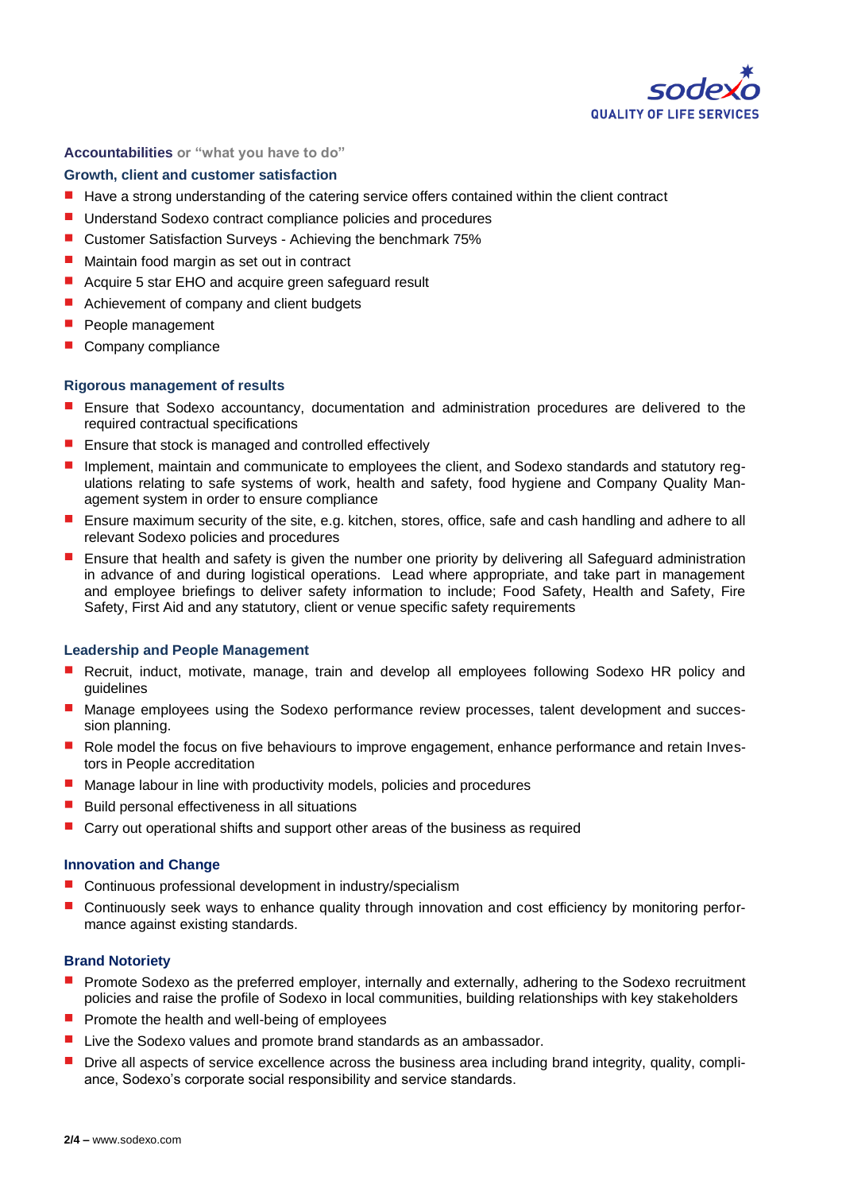**Accountabilities** or "what you have to do"

**Growth, client and customer satisfaction**

- Have a strong understanding of the catering service offers contained within the client contract
- Understand Sodexo contract compliance policies and procedures
- Customer Satisfaction Surveys - Achieving the benchmark 75%
- Maintain food margin as set out in contract
- Acquire 5 star EHO and acquire green safeguard result
- Achievement of company and client budgets
- People management
- Company compliance

**Rigorous management of results**

- Ensure that Sodexo accountancy, documentation and administration procedures are delivered to the required contractual specifications
- Ensure that stock is managed and controlled effectively
- Implement, maintain and communicate to employees the client, and Sodexo standards and statutory regulations relating to safe systems of work, health and safety, food hygiene and Company Quality Management system in order to ensure compliance
- Ensure maximum security of the site, e.g. kitchen, stores, office, safe and cash handling and adhere to all relevant Sodexo policies and procedures
- Ensure that health and safety is given the number one priority by delivering all Safeguard administration in advance of and during logistical operations. Lead where appropriate, and take part in management and employee briefings to deliver safety information to include; Food Safety, Health and Safety, Fire Safety, First Aid and any statutory, client or venue specific safety requirements

**Leadership and People Management**

- Recruit, induct, motivate, manage, train and develop all employees following Sodexo HR policy and guidelines
- Manage employees using the Sodexo performance review processes, talent development and succession planning.
- Role model the focus on five behaviours to improve engagement, enhance performance and retain Investors in People accreditation
- Manage labour in line with productivity models, policies and procedures
- Build personal effectiveness in all situations
- Carry out operational shifts and support other areas of the business as required

**Innovation and Change**

- Continuous professional development in industry/specialism
- Continuously seek ways to enhance quality through innovation and cost efficiency by monitoring performance against existing standards.

**Brand Notoriety**

- Promote Sodexo as the preferred employer, internally and externally, adhering to the Sodexo recruitment policies and raise the profile of Sodexo in local communities, building relationships with key stakeholders
- Promote the health and well-being of employees
- Live the Sodexo values and promote brand standards as an ambassador.
- Drive all aspects of service excellence across the business area including brand integrity, quality, compliance, Sodexo's corporate social responsibility and service standards.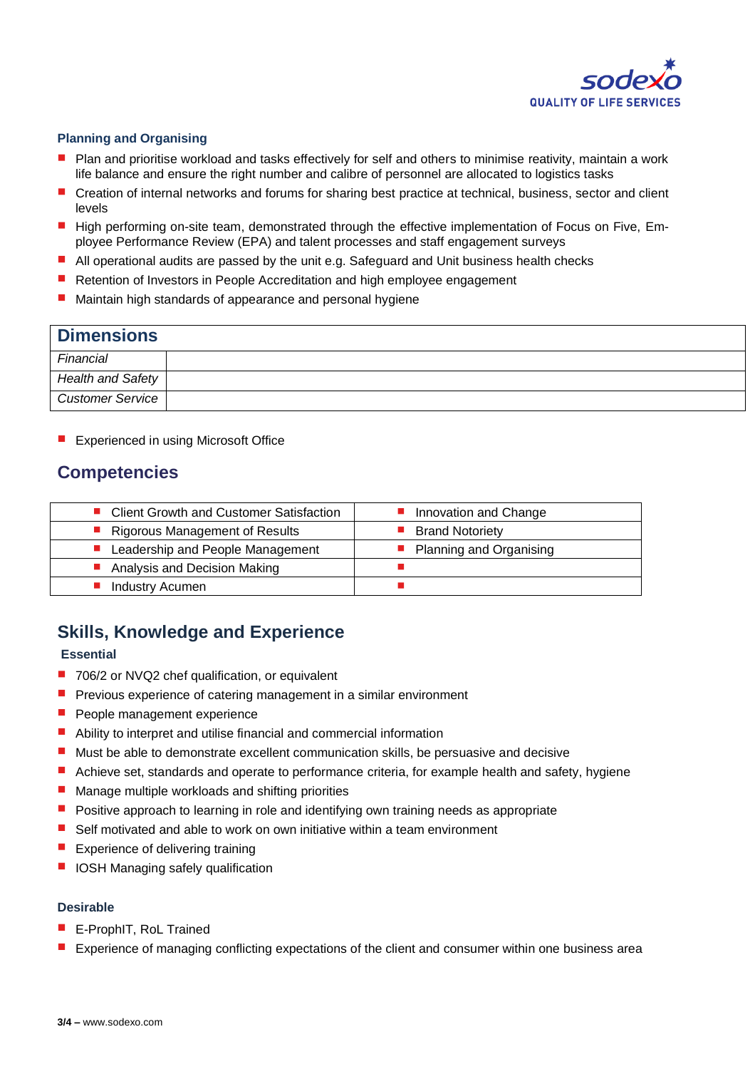### Planning and Organising

- Plan and prioritise workload and tasks effectively for self and others to minimise reativity, maintain a work life balance and ensure the right number and calibre of personnel are allocated to logistics tasks
- Creation of internal networks and forums for sharing best practice at technical, business, sector and client levels
- High performing on-site team, demonstrated through the effective implementation of Focus on Five, Employee Performance Review (EPA) and talent processes and staff engagement surveys
- All operational audits are passed by the unit e.g. Safeguard and Unit business health checks
- Retention of Investors in People Accreditation and high employee engagement
- Maintain high standards of appearance and personal hygiene

| Dimensions | |
|---|---|
| *Financial* | |
| *Health and Safety* | |
| *Customer Service* | |

- Experienced in using Microsoft Office

## Competencies

| | |
|---|---|
| Client Growth and Customer Satisfaction | Innovation and Change |
| Rigorous Management of Results | Brand Notoriety |
| Leadership and People Management | Planning and Organising |
| Analysis and Decision Making | |
| Industry Acumen | |

## Skills, Knowledge and Experience

### Essential

- 706/2 or NVQ2 chef qualification, or equivalent
- Previous experience of catering management in a similar environment
- People management experience
- Ability to interpret and utilise financial and commercial information
- Must be able to demonstrate excellent communication skills, be persuasive and decisive
- Achieve set, standards and operate to performance criteria, for example health and safety, hygiene
- Manage multiple workloads and shifting priorities
- Positive approach to learning in role and identifying own training needs as appropriate
- Self motivated and able to work on own initiative within a team environment
- Experience of delivering training
- IOSH Managing safely qualification

### Desirable

- E-ProphIT, RoL Trained
- Experience of managing conflicting expectations of the client and consumer within one business area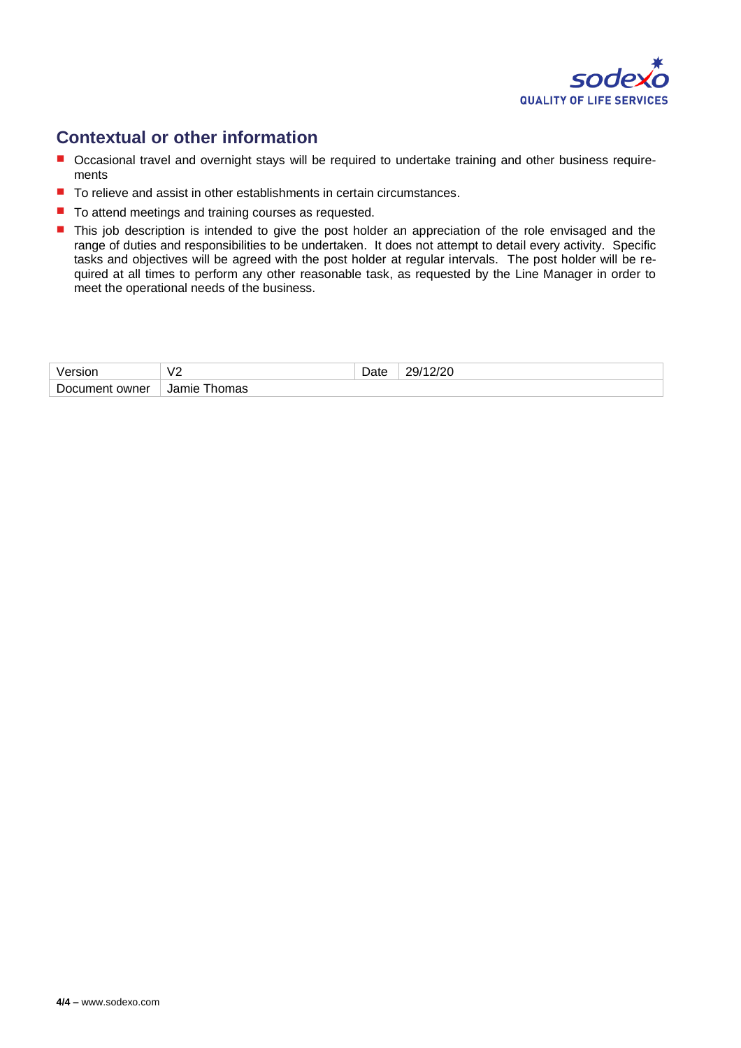## Contextual or other information

- Occasional travel and overnight stays will be required to undertake training and other business requirements
- To relieve and assist in other establishments in certain circumstances.
- To attend meetings and training courses as requested.
- This job description is intended to give the post holder an appreciation of the role envisaged and the range of duties and responsibilities to be undertaken. It does not attempt to detail every activity. Specific tasks and objectives will be agreed with the post holder at regular intervals. The post holder will be required at all times to perform any other reasonable task, as requested by the Line Manager in order to meet the operational needs of the business.

| | | | |
|---|---|---|---|
| Version | V2 | Date | 29/12/20 |
| Document owner | Jamie Thomas | | |